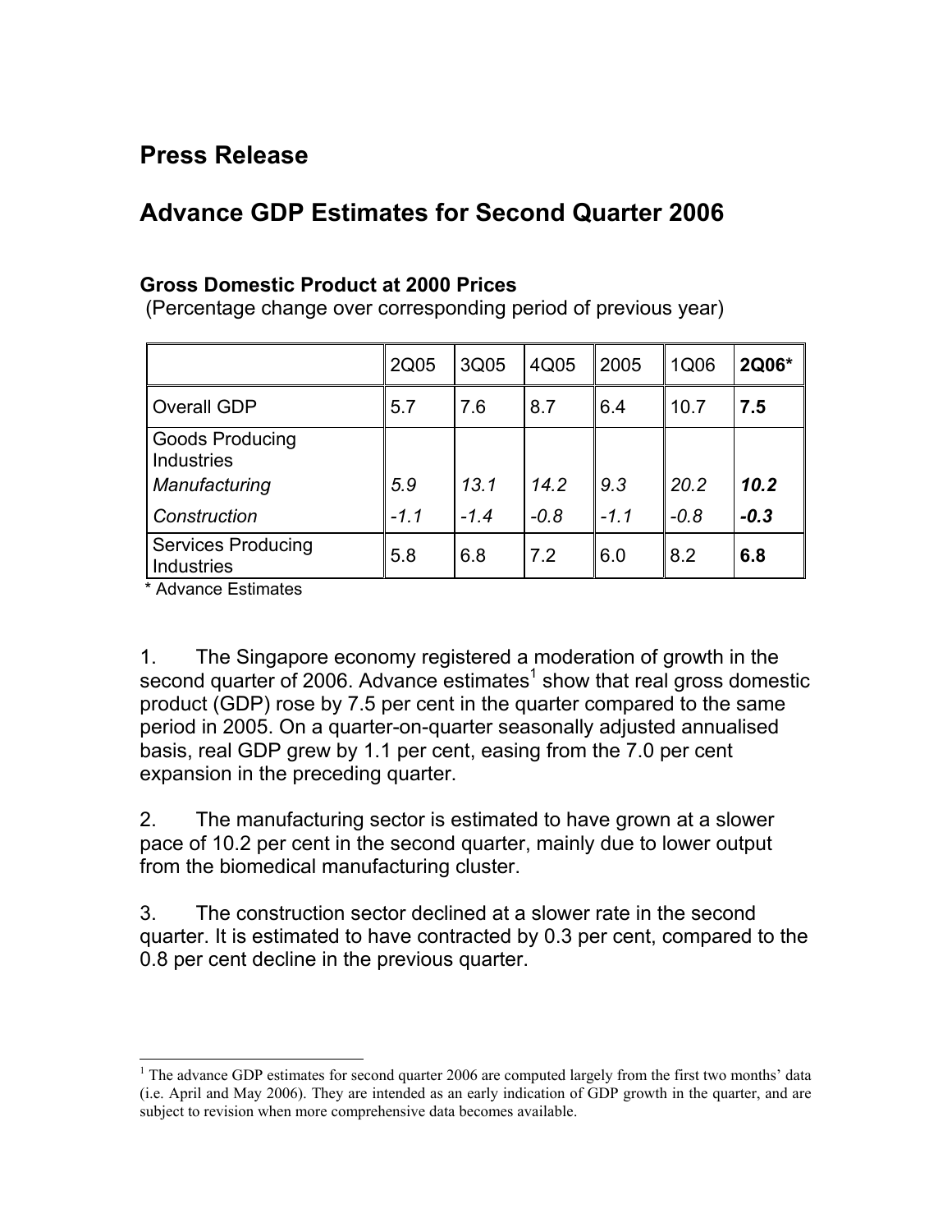# Press Release

## Advance GDP Estimates for Second Quarter 2006

**Gross Domestic Product at 2000 Prices**
(Percentage change over corresponding period of previous year)

| | 2Q05 | 3Q05 | 4Q05 | 2005 | 1Q06 | **2Q06*** |
|---|---|---|---|---|---|---|
| Overall GDP | 5.7 | 7.6 | 8.7 | 6.4 | 10.7 | **7.5** |
| Goods Producing Industries | | | | | | |
| *Manufacturing* | *5.9* | *13.1* | *14.2* | *9.3* | *20.2* | ***10.2*** |
| *Construction* | *-1.1* | *-1.4* | *-0.8* | *-1.1* | *-0.8* | ***-0.3*** |
| Services Producing Industries | 5.8 | 6.8 | 7.2 | 6.0 | 8.2 | **6.8** |

\* Advance Estimates

1. The Singapore economy registered a moderation of growth in the second quarter of 2006. Advance estimates[1] show that real gross domestic product (GDP) rose by 7.5 per cent in the quarter compared to the same period in 2005. On a quarter-on-quarter seasonally adjusted annualised basis, real GDP grew by 1.1 per cent, easing from the 7.0 per cent expansion in the preceding quarter.

2. The manufacturing sector is estimated to have grown at a slower pace of 10.2 per cent in the second quarter, mainly due to lower output from the biomedical manufacturing cluster.

3. The construction sector declined at a slower rate in the second quarter. It is estimated to have contracted by 0.3 per cent, compared to the 0.8 per cent decline in the previous quarter.

---

[1] The advance GDP estimates for second quarter 2006 are computed largely from the first two months' data (i.e. April and May 2006). They are intended as an early indication of GDP growth in the quarter, and are subject to revision when more comprehensive data becomes available.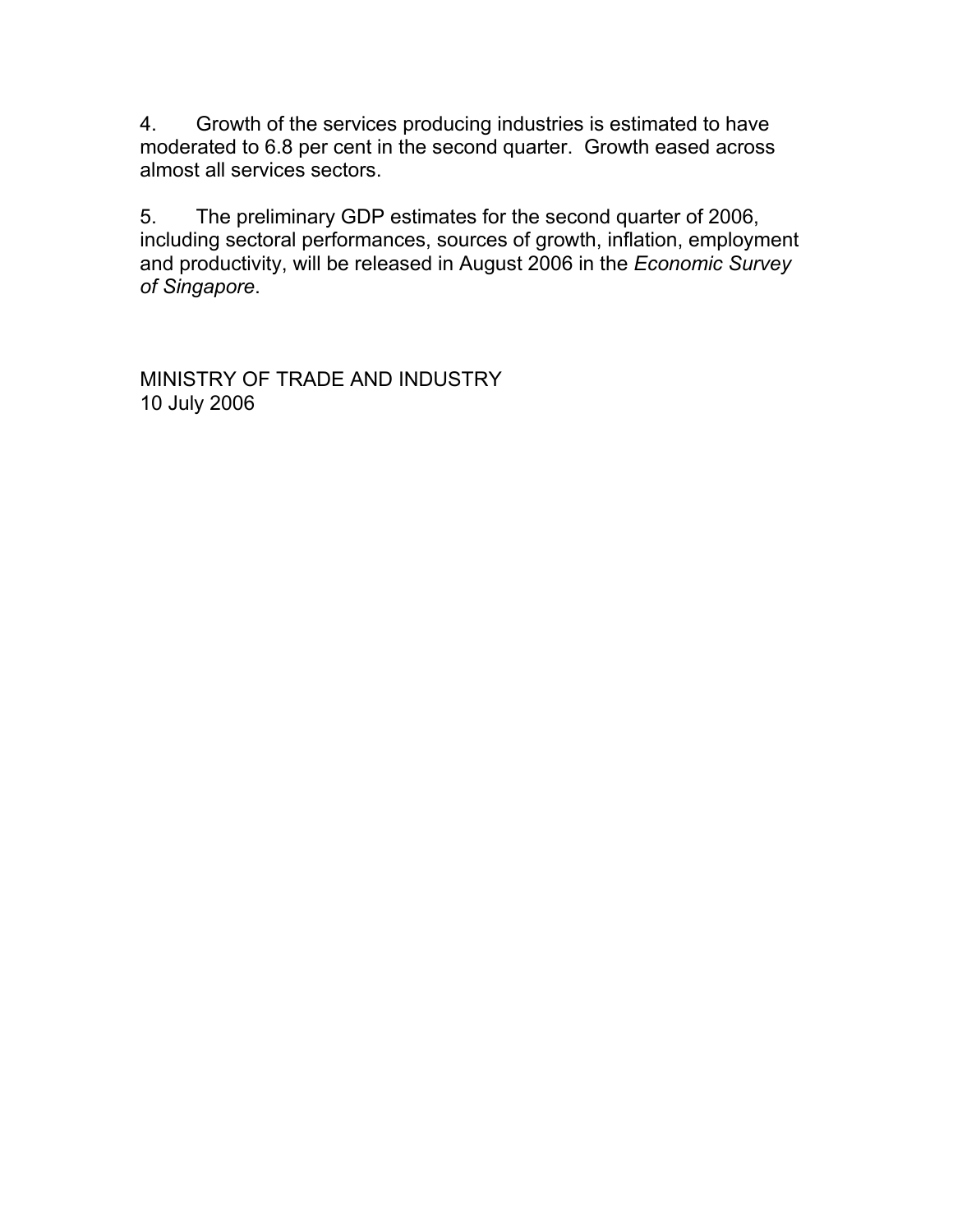4. Growth of the services producing industries is estimated to have moderated to 6.8 per cent in the second quarter. Growth eased across almost all services sectors.

5. The preliminary GDP estimates for the second quarter of 2006, including sectoral performances, sources of growth, inflation, employment and productivity, will be released in August 2006 in the *Economic Survey of Singapore*.

MINISTRY OF TRADE AND INDUSTRY
10 July 2006